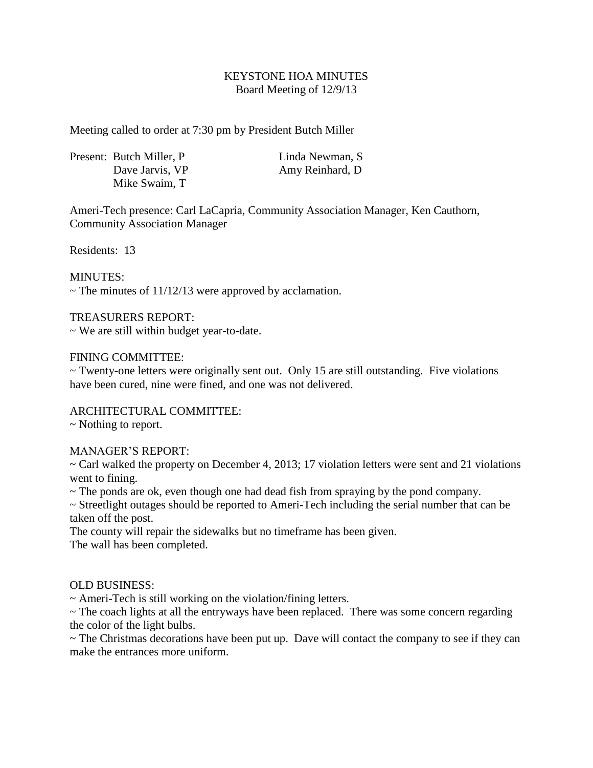# KEYSTONE HOA MINUTES

Board Meeting of 12/9/13

Meeting called to order at 7:30 pm by President Butch Miller

Present: Butch Miller, P
Dave Jarvis, VP
Mike Swaim, T
Linda Newman, S
Amy Reinhard, D

Ameri-Tech presence: Carl LaCapria, Community Association Manager, Ken Cauthorn, Community Association Manager

Residents: 13

MINUTES:
~ The minutes of 11/12/13 were approved by acclamation.

TREASURERS REPORT:
~ We are still within budget year-to-date.

FINING COMMITTEE:
~ Twenty-one letters were originally sent out. Only 15 are still outstanding. Five violations have been cured, nine were fined, and one was not delivered.

ARCHITECTURAL COMMITTEE:
~ Nothing to report.

MANAGER'S REPORT:
~ Carl walked the property on December 4, 2013; 17 violation letters were sent and 21 violations went to fining.
~ The ponds are ok, even though one had dead fish from spraying by the pond company.
~ Streetlight outages should be reported to Ameri-Tech including the serial number that can be taken off the post.
The county will repair the sidewalks but no timeframe has been given.
The wall has been completed.

OLD BUSINESS:
~ Ameri-Tech is still working on the violation/fining letters.
~ The coach lights at all the entryways have been replaced. There was some concern regarding the color of the light bulbs.
~ The Christmas decorations have been put up. Dave will contact the company to see if they can make the entrances more uniform.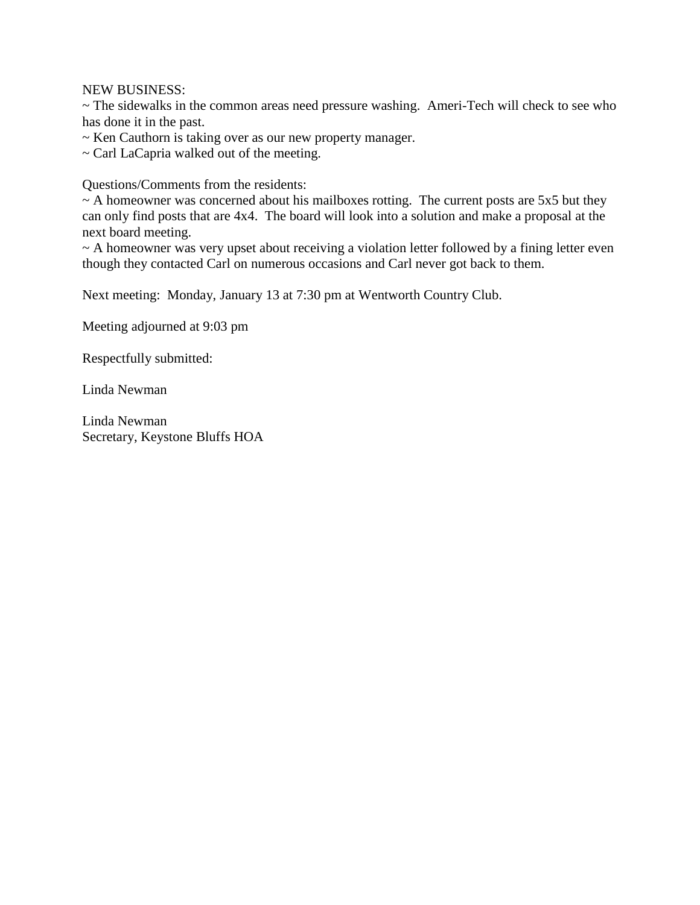NEW BUSINESS:

~ The sidewalks in the common areas need pressure washing.  Ameri-Tech will check to see who has done it in the past.

~ Ken Cauthorn is taking over as our new property manager.

~ Carl LaCapria walked out of the meeting.

Questions/Comments from the residents:

~ A homeowner was concerned about his mailboxes rotting.  The current posts are 5x5 but they can only find posts that are 4x4.  The board will look into a solution and make a proposal at the next board meeting.

~ A homeowner was very upset about receiving a violation letter followed by a fining letter even though they contacted Carl on numerous occasions and Carl never got back to them.

Next meeting:  Monday, January 13 at 7:30 pm at Wentworth Country Club.

Meeting adjourned at 9:03 pm

Respectfully submitted:

Linda Newman

Linda Newman
Secretary, Keystone Bluffs HOA